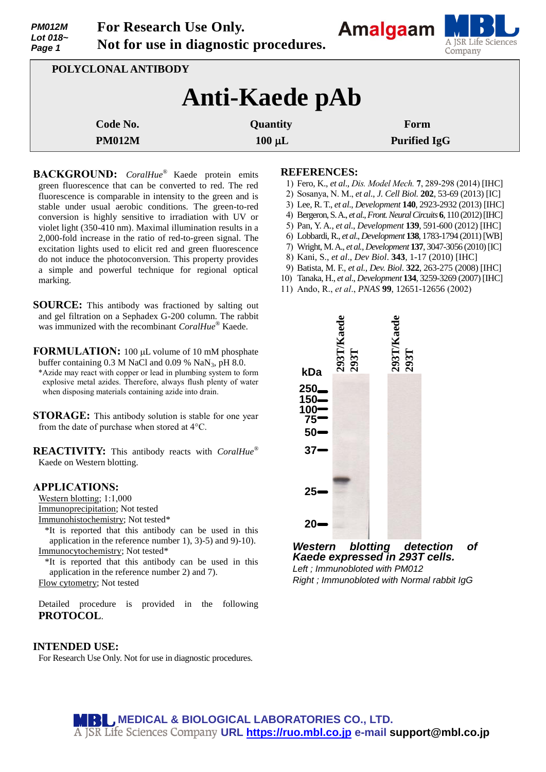PM012M
Lot 018~

**For Research Use Only.**
**Not for use in diagnostic procedures.**

**POLYCLONAL ANTIBODY**

# Anti-Kaede pAb

| Code No. | Quantity | Form |
|---|---|---|
| PM012M | 100 µL | Purified IgG |

**BACKGROUND:** *CoralHue*® Kaede protein emits green fluorescence that can be converted to red. The red fluorescence is comparable in intensity to the green and is stable under usual aerobic conditions. The green-to-red conversion is highly sensitive to irradiation with UV or violet light (350-410 nm). Maximal illumination results in a 2,000-fold increase in the ratio of red-to-green signal. The excitation lights used to elicit red and green fluorescence do not induce the photoconversion. This property provides a simple and powerful technique for regional optical marking.

**SOURCE:** This antibody was fractioned by salting out and gel filtration on a Sephadex G-200 column. The rabbit was immunized with the recombinant *CoralHue*® Kaede.

**FORMULATION:** 100 µL volume of 10 mM phosphate buffer containing 0.3 M NaCl and 0.09 % $NaN_3$, pH 8.0.
*Azide may react with copper or lead in plumbing system to form explosive metal azides. Therefore, always flush plenty of water when disposing materials containing azide into drain.

**STORAGE:** This antibody solution is stable for one year from the date of purchase when stored at 4°C.

**REACTIVITY:** This antibody reacts with *CoralHue*® Kaede on Western blotting.

**APPLICATIONS:**

Western blotting; 1:1,000
Immunoprecipitation; Not tested
Immunohistochemistry; Not tested*
*It is reported that this antibody can be used in this application in the reference number 1), 3)-5) and 9)-10).
Immunocytochemistry; Not tested*
*It is reported that this antibody can be used in this application in the reference number 2) and 7).
Flow cytometry; Not tested

Detailed procedure is provided in the following **PROTOCOL**.

**INTENDED USE:**
For Research Use Only. Not for use in diagnostic procedures.

**REFERENCES:**

1) Fero, K., *et al*., *Dis. Model Mech.* **7**, 289-298 (2014) [IHC]
2) Sosanya, N. M., *et al*., *J. Cell Biol.* **202**, 53-69 (2013) [IC]
3) Lee, R. T., *et al*., *Development* **140**, 2923-2932 (2013) [IHC]
4) Bergeron, S. A., *et al*., *Front. Neural Circuits* **6**, 110 (2012) [IHC]
5) Pan, Y. A., *et al*., *Development* **139**, 591-600 (2012) [IHC]
6) Lobbardi, R., *et al*., *Development* **138**, 1783-1794 (2011) [WB]
7) Wright, M. A., *et al*., *Development* **137**, 3047-3056 (2010) [IC]
8) Kani, S., *et al*., *Dev Biol*. **343**, 1-17 (2010) [IHC]
9) Batista, M. F., *et al*., *Dev. Biol.* **322**, 263-275 (2008) [IHC]
10) Tanaka, H., *et al*., *Development* **134**, 3259-3269 (2007) [IHC]
11) Ando, R., *et al*., *PNAS* **99**, 12651-12656 (2002)

***Western blotting detection of Kaede expressed in 293T cells.***
*Left ; Immunoblotted with PM012*
*Right ; Immunobloted with Normal rabbit IgG*

**MEDICAL & BIOLOGICAL LABORATORIES CO., LTD.**
A JSR Life Sciences Company URL https://ruo.mbl.co.jp e-mail support@mbl.co.jp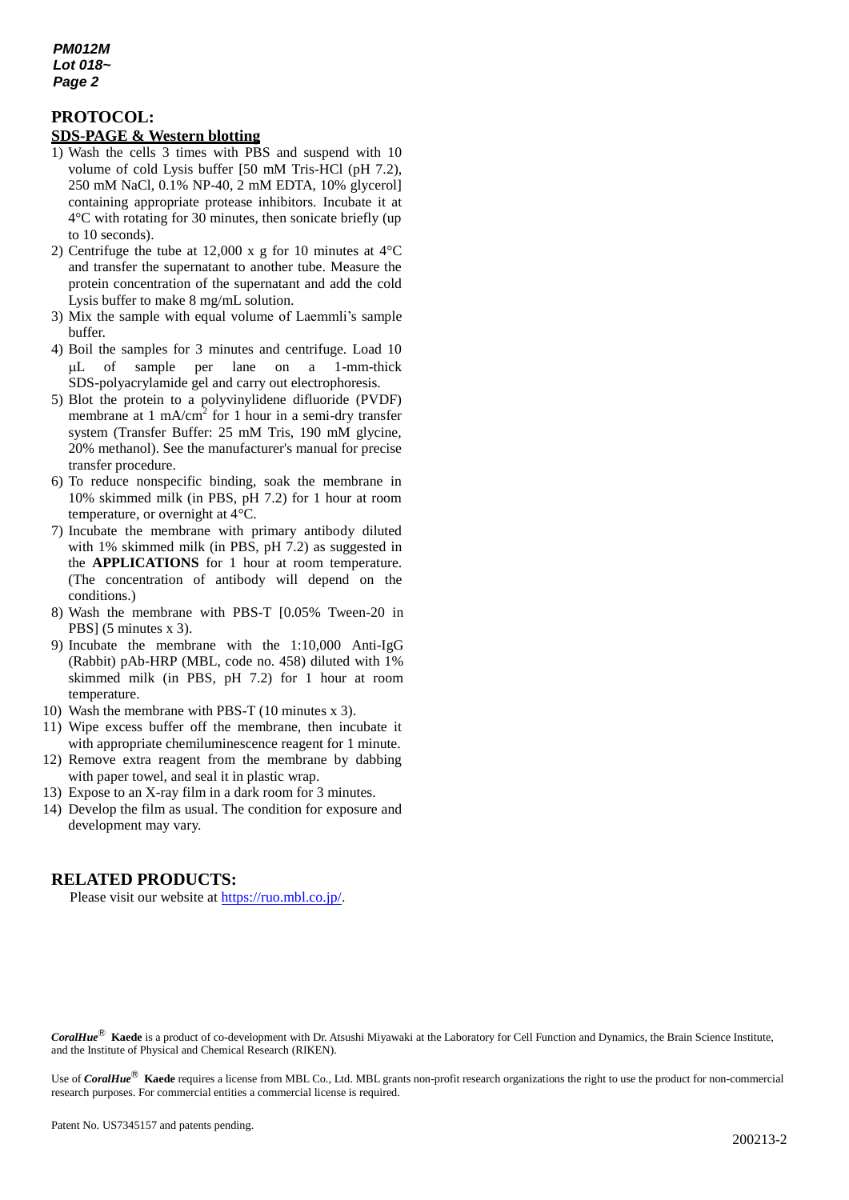## PROTOCOL:

### SDS-PAGE & Western blotting

1) Wash the cells 3 times with PBS and suspend with 10 volume of cold Lysis buffer [50 mM Tris-HCl (pH 7.2), 250 mM NaCl, 0.1% NP-40, 2 mM EDTA, 10% glycerol] containing appropriate protease inhibitors. Incubate it at 4°C with rotating for 30 minutes, then sonicate briefly (up to 10 seconds).
2) Centrifuge the tube at 12,000 x g for 10 minutes at 4°C and transfer the supernatant to another tube. Measure the protein concentration of the supernatant and add the cold Lysis buffer to make 8 mg/mL solution.
3) Mix the sample with equal volume of Laemmli's sample buffer.
4) Boil the samples for 3 minutes and centrifuge. Load 10 μL of sample per lane on a 1-mm-thick SDS-polyacrylamide gel and carry out electrophoresis.
5) Blot the protein to a polyvinylidene difluoride (PVDF) membrane at 1 mA/cm$^2$ for 1 hour in a semi-dry transfer system (Transfer Buffer: 25 mM Tris, 190 mM glycine, 20% methanol). See the manufacturer's manual for precise transfer procedure.
6) To reduce nonspecific binding, soak the membrane in 10% skimmed milk (in PBS, pH 7.2) for 1 hour at room temperature, or overnight at 4°C.
7) Incubate the membrane with primary antibody diluted with 1% skimmed milk (in PBS, pH 7.2) as suggested in the **APPLICATIONS** for 1 hour at room temperature. (The concentration of antibody will depend on the conditions.)
8) Wash the membrane with PBS-T [0.05% Tween-20 in PBS] (5 minutes x 3).
9) Incubate the membrane with the 1:10,000 Anti-IgG (Rabbit) pAb-HRP (MBL, code no. 458) diluted with 1% skimmed milk (in PBS, pH 7.2) for 1 hour at room temperature.
10) Wash the membrane with PBS-T (10 minutes x 3).
11) Wipe excess buffer off the membrane, then incubate it with appropriate chemiluminescence reagent for 1 minute.
12) Remove extra reagent from the membrane by dabbing with paper towel, and seal it in plastic wrap.
13) Expose to an X-ray film in a dark room for 3 minutes.
14) Develop the film as usual. The condition for exposure and development may vary.

## RELATED PRODUCTS:

Please visit our website at https://ruo.mbl.co.jp/.

***CoralHue*® Kaede** is a product of co-development with Dr. Atsushi Miyawaki at the Laboratory for Cell Function and Dynamics, the Brain Science Institute, and the Institute of Physical and Chemical Research (RIKEN).

Use of ***CoralHue*® Kaede** requires a license from MBL Co., Ltd. MBL grants non-profit research organizations the right to use the product for non-commercial research purposes. For commercial entities a commercial license is required.

Patent No. US7345157 and patents pending.

200213-2